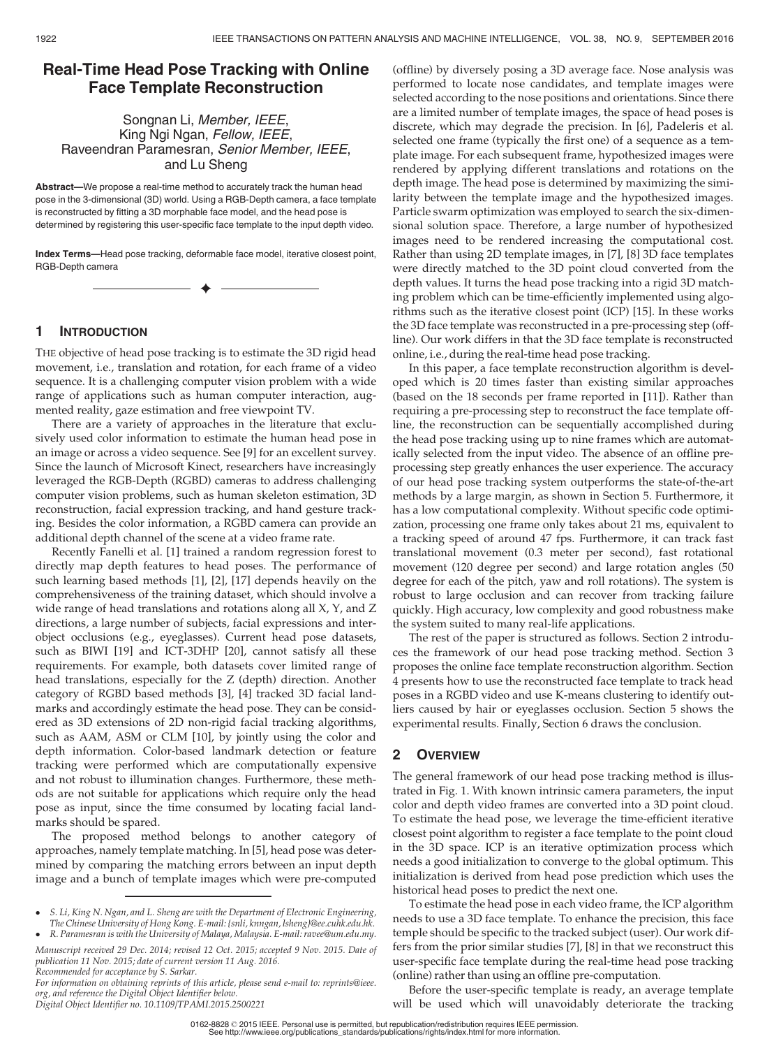# Real-Time Head Pose Tracking with Online Face Template Reconstruction

Songnan Li, *Member, IEEE*, King Ngi Ngan, *Fellow, IEEE*, Raveendran Paramesran, *Senior Member, IEEE*, and Lu Sheng

**Abstract**—We propose a real-time method to accurately track the human head pose in the 3-dimensional (3D) world. Using a RGB-Depth camera, a face template is reconstructed by fitting a 3D morphable face model, and the head pose is determined by registering this user-specific face template to the input depth video.

**Index Terms**—Head pose tracking, deformable face model, iterative closest point, RGB-Depth camera

## 1 Introduction

The objective of head pose tracking is to estimate the 3D rigid head movement, i.e., translation and rotation, for each frame of a video sequence. It is a challenging computer vision problem with a wide range of applications such as human computer interaction, augmented reality, gaze estimation and free viewpoint TV.

There are a variety of approaches in the literature that exclusively used color information to estimate the human head pose in an image or across a video sequence. See [9] for an excellent survey. Since the launch of Microsoft Kinect, researchers have increasingly leveraged the RGB-Depth (RGBD) cameras to address challenging computer vision problems, such as human skeleton estimation, 3D reconstruction, facial expression tracking, and hand gesture tracking. Besides the color information, a RGBD camera can provide an additional depth channel of the scene at a video frame rate.

Recently Fanelli et al. [1] trained a random regression forest to directly map depth features to head poses. The performance of such learning based methods [1], [2], [17] depends heavily on the comprehensiveness of the training dataset, which should involve a wide range of head translations and rotations along all X, Y, and Z directions, a large number of subjects, facial expressions and interobject occlusions (e.g., eyeglasses). Current head pose datasets, such as BIWI [19] and ICT-3DHP [20], cannot satisfy all these requirements. For example, both datasets cover limited range of head translations, especially for the Z (depth) direction. Another category of RGBD based methods [3], [4] tracked 3D facial landmarks and accordingly estimate the head pose. They can be considered as 3D extensions of 2D non-rigid facial tracking algorithms, such as AAM, ASM or CLM [10], by jointly using the color and depth information. Color-based landmark detection or feature tracking were performed which are computationally expensive and not robust to illumination changes. Furthermore, these methods are not suitable for applications which require only the head pose as input, since the time consumed by locating facial landmarks should be spared.

The proposed method belongs to another category of approaches, namely template matching. In [5], head pose was determined by comparing the matching errors between an input depth image and a bunch of template images which were pre-computed (offline) by diversely posing a 3D average face. Nose analysis was performed to locate nose candidates, and template images were selected according to the nose positions and orientations. Since there are a limited number of template images, the space of head poses is discrete, which may degrade the precision. In [6], Padeleris et al. selected one frame (typically the first one) of a sequence as a template image. For each subsequent frame, hypothesized images were rendered by applying different translations and rotations on the depth image. The head pose is determined by maximizing the similarity between the template image and the hypothesized images. Particle swarm optimization was employed to search the six-dimensional solution space. Therefore, a large number of hypothesized images need to be rendered increasing the computational cost. Rather than using 2D template images, in [7], [8] 3D face templates were directly matched to the 3D point cloud converted from the depth values. It turns the head pose tracking into a rigid 3D matching problem which can be time-efficiently implemented using algorithms such as the iterative closest point (ICP) [15]. In these works the 3D face template was reconstructed in a pre-processing step (offline). Our work differs in that the 3D face template is reconstructed online, i.e., during the real-time head pose tracking.

In this paper, a face template reconstruction algorithm is developed which is 20 times faster than existing similar approaches (based on the 18 seconds per frame reported in [11]). Rather than requiring a pre-processing step to reconstruct the face template offline, the reconstruction can be sequentially accomplished during the head pose tracking using up to nine frames which are automatically selected from the input video. The absence of an offline preprocessing step greatly enhances the user experience. The accuracy of our head pose tracking system outperforms the state-of-the-art methods by a large margin, as shown in Section 5. Furthermore, it has a low computational complexity. Without specific code optimization, processing one frame only takes about 21 ms, equivalent to a tracking speed of around 47 fps. Furthermore, it can track fast translational movement (0.3 meter per second), fast rotational movement (120 degree per second) and large rotation angles (50 degree for each of the pitch, yaw and roll rotations). The system is robust to large occlusion and can recover from tracking failure quickly. High accuracy, low complexity and good robustness make the system suited to many real-life applications.

The rest of the paper is structured as follows. Section 2 introduces the framework of our head pose tracking method. Section 3 proposes the online face template reconstruction algorithm. Section 4 presents how to use the reconstructed face template to track head poses in a RGBD video and use K-means clustering to identify outliers caused by hair or eyeglasses occlusion. Section 5 shows the experimental results. Finally, Section 6 draws the conclusion.

## 2 Overview

The general framework of our head pose tracking method is illustrated in Fig. 1. With known intrinsic camera parameters, the input color and depth video frames are converted into a 3D point cloud. To estimate the head pose, we leverage the time-efficient iterative closest point algorithm to register a face template to the point cloud in the 3D space. ICP is an iterative optimization process which needs a good initialization to converge to the global optimum. This initialization is derived from head pose prediction which uses the historical head poses to predict the next one.

To estimate the head pose in each video frame, the ICP algorithm needs to use a 3D face template. To enhance the precision, this face temple should be specific to the tracked subject (user). Our work differs from the prior similar studies [7], [8] in that we reconstruct this user-specific face template during the real-time head pose tracking (online) rather than using an offline pre-computation.

Before the user-specific template is ready, an average template will be used which will unavoidably deteriorate the tracking

- S. Li, King N. Ngan, and L. Sheng are with the Department of Electronic Engineering, The Chinese University of Hong Kong. E-mail: {snli, knngan, lsheng}@ee.cuhk.edu.hk.
- R. Paramesran is with the University of Malaya, Malaysia. E-mail: ravee@um.edu.my.

*Manuscript received 29 Dec. 2014; revised 12 Oct. 2015; accepted 9 Nov. 2015. Date of publication 11 Nov. 2015; date of current version 11 Aug. 2016. Recommended for acceptance by S. Sarkar. For information on obtaining reprints of this article, please send e-mail to: reprints@ieee.org, and reference the Digital Object Identifier below. Digital Object Identifier no. 10.1109/TPAMI.2015.2500221*

0162-8828 © 2015 IEEE. Personal use is permitted, but republication/redistribution requires IEEE permission. See http://www.ieee.org/publications_standards/publications/rights/index.html for more information.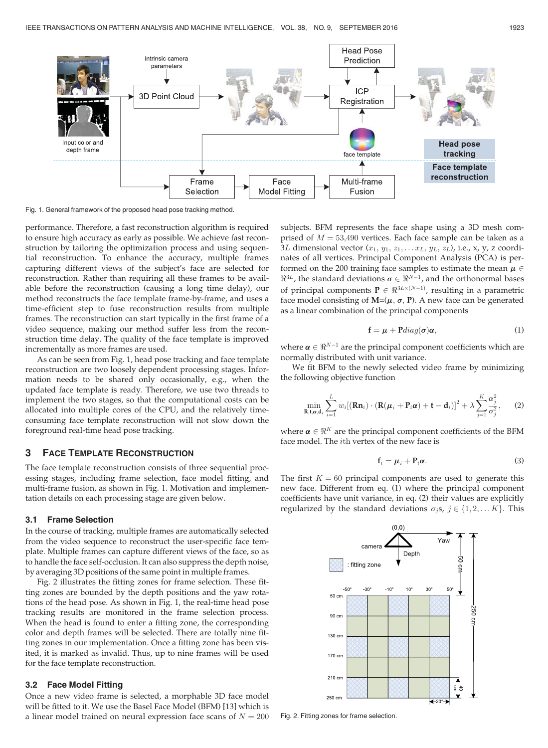Fig. 1. General framework of the proposed head pose tracking method.

performance. Therefore, a fast reconstruction algorithm is required to ensure high accuracy as early as possible. We achieve fast reconstruction by tailoring the optimization process and using sequential reconstruction. To enhance the accuracy, multiple frames capturing different views of the subject's face are selected for reconstruction. Rather than requiring all these frames to be available before the reconstruction (causing a long time delay), our method reconstructs the face template frame-by-frame, and uses a time-efficient step to fuse reconstruction results from multiple frames. The reconstruction can start typically in the first frame of a video sequence, making our method suffer less from the reconstruction time delay. The quality of the face template is improved incrementally as more frames are used.

As can be seen from Fig. 1, head pose tracking and face template reconstruction are two loosely dependent processing stages. Information needs to be shared only occasionally, e.g., when the updated face template is ready. Therefore, we use two threads to implement the two stages, so that the computational costs can be allocated into multiple cores of the CPU, and the relatively time-consuming face template reconstruction will not slow down the foreground real-time head pose tracking.

## 3 Face Template Reconstruction

The face template reconstruction consists of three sequential processing stages, including frame selection, face model fitting, and multi-frame fusion, as shown in Fig. 1. Motivation and implementation details on each processing stage are given below.

### 3.1 Frame Selection

In the course of tracking, multiple frames are automatically selected from the video sequence to reconstruct the user-specific face template. Multiple frames can capture different views of the face, so as to handle the face self-occlusion. It can also suppress the depth noise, by averaging 3D positions of the same point in multiple frames.

Fig. 2 illustrates the fitting zones for frame selection. These fitting zones are bounded by the depth positions and the yaw rotations of the head pose. As shown in Fig. 1, the real-time head pose tracking results are monitored in the frame selection process. When the head is found to enter a fitting zone, the corresponding color and depth frames will be selected. There are totally nine fitting zones in our implementation. Once a fitting zone has been visited, it is marked as invalid. Thus, up to nine frames will be used for the face template reconstruction.

### 3.2 Face Model Fitting

Once a new video frame is selected, a morphable 3D face model will be fitted to it. We use the Basel Face Model (BFM) [13] which is a linear model trained on neural expression face scans of $N = 200$ subjects. BFM represents the face shape using a 3D mesh comprised of $M = 53{,}490$ vertices. Each face sample can be taken as a $3L$ dimensional vector $(x_1, y_1, z_1, \ldots x_L, y_L, z_L)$, i.e., x, y, z coordinates of all vertices. Principal Component Analysis (PCA) is performed on the 200 training face samples to estimate the mean $\boldsymbol{\mu} \in \Re^{3L}$, the standard deviations $\boldsymbol{\sigma} \in \Re^{N-1}$, and the orthonormal bases of principal components $\mathbf{P} \in \Re^{3L\times(N-1)}$, resulting in a parametric face model consisting of $\mathbf{M}$=($\boldsymbol{\mu}$, $\boldsymbol{\sigma}$, $\mathbf{P}$). A new face can be generated as a linear combination of the principal components

$$\mathbf{f} = \boldsymbol{\mu} + \mathbf{P}diag(\boldsymbol{\sigma})\boldsymbol{\alpha}, \tag{1}$$

where $\boldsymbol{\alpha} \in \Re^{N-1}$ are the principal component coefficients which are normally distributed with unit variance.

We fit BFM to the newly selected video frame by minimizing the following objective function

$$\min_{\mathbf{R},\mathbf{t},\boldsymbol{\alpha},\mathbf{d}_i} \sum_{i=1}^{L} w_i[(\mathbf{R}\mathbf{n}_i)\cdot(\mathbf{R}(\boldsymbol{\mu}_i + \mathbf{P}_i\boldsymbol{\alpha}) + \mathbf{t} - \mathbf{d}_i)]^2 + \lambda\sum_{j=1}^{K}\frac{\alpha_j^2}{\sigma_j^2}, \tag{2}$$

where $\boldsymbol{\alpha} \in \Re^{K}$ are the principal component coefficients of the BFM face model. The $i$th vertex of the new face is

$$\mathbf{f}_i = \boldsymbol{\mu}_i + \mathbf{P}_i\boldsymbol{\alpha}. \tag{3}$$

The first $K = 60$ principal components are used to generate this new face. Different from eq. (1) where the principal component coefficients have unit variance, in eq. (2) their values are explicitly regularized by the standard deviations $\sigma_j$s, $j \in \{1, 2, \ldots K\}$. This

Fig. 2. Fitting zones for frame selection.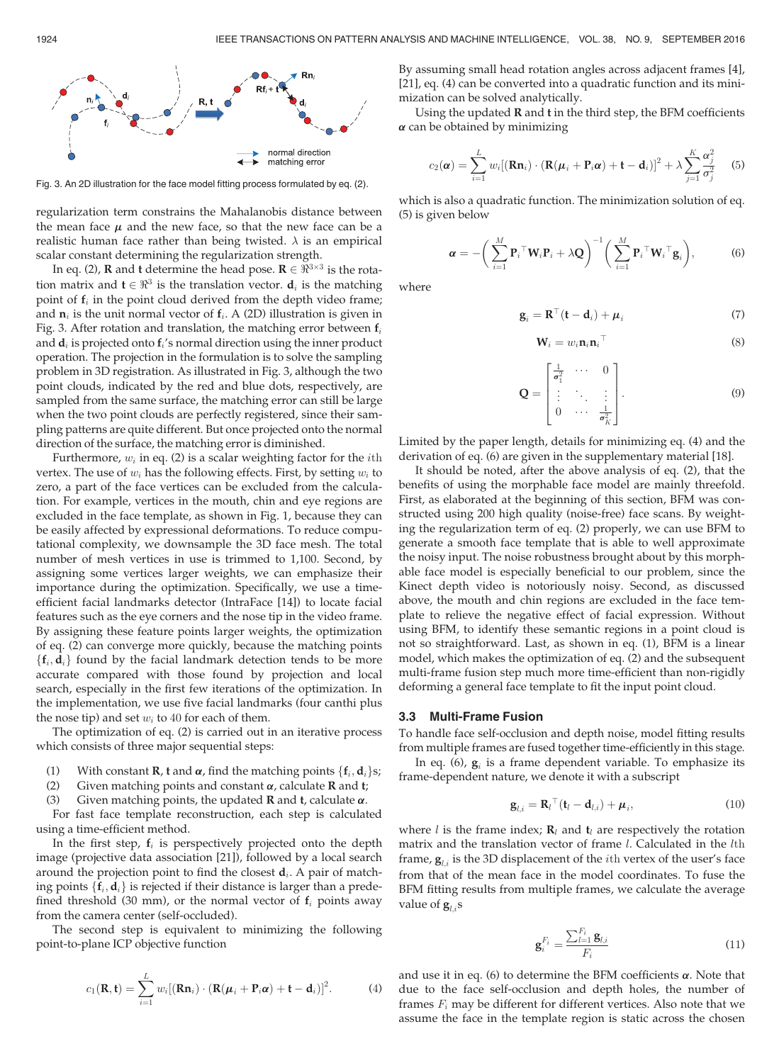Fig. 3. An 2D illustration for the face model fitting process formulated by eq. (2).

regularization term constrains the Mahalanobis distance between the mean face $\boldsymbol{\mu}$ and the new face, so that the new face can be a realistic human face rather than being twisted. $\lambda$ is an empirical scalar constant determining the regularization strength.

In eq. (2), $\mathbf{R}$ and $\mathbf{t}$ determine the head pose. $\mathbf{R} \in \Re^{3\times3}$ is the rotation matrix and $\mathbf{t} \in \Re^3$ is the translation vector. $\mathbf{d}_i$ is the matching point of $\mathbf{f}_i$ in the point cloud derived from the depth video frame; and $\mathbf{n}_i$ is the unit normal vector of $\mathbf{f}_i$. A (2D) illustration is given in Fig. 3. After rotation and translation, the matching error between $\mathbf{f}_i$ and $\mathbf{d}_i$ is projected onto $\mathbf{f}_i$'s normal direction using the inner product operation. The projection in the formulation is to solve the sampling problem in 3D registration. As illustrated in Fig. 3, although the two point clouds, indicated by the red and blue dots, respectively, are sampled from the same surface, the matching error can still be large when the two point clouds are perfectly registered, since their sampling patterns are quite different. But once projected onto the normal direction of the surface, the matching error is diminished.

Furthermore, $w_i$ in eq. (2) is a scalar weighting factor for the $i$th vertex. The use of $w_i$ has the following effects. First, by setting $w_i$ to zero, a part of the face vertices can be excluded from the calculation. For example, vertices in the mouth, chin and eye regions are excluded in the face template, as shown in Fig. 1, because they can be easily affected by expressional deformations. To reduce computational complexity, we downsample the 3D face mesh. The total number of mesh vertices in use is trimmed to 1,100. Second, by assigning some vertices larger weights, we can emphasize their importance during the optimization. Specifically, we use a time-efficient facial landmarks detector (IntraFace [14]) to locate facial features such as the eye corners and the nose tip in the video frame. By assigning these feature points larger weights, the optimization of eq. (2) can converge more quickly, because the matching points $\{\mathbf{f}_i, \mathbf{d}_i\}$ found by the facial landmark detection tends to be more accurate compared with those found by projection and local search, especially in the first few iterations of the optimization. In the implementation, we use five facial landmarks (four canthi plus the nose tip) and set $w_i$ to 40 for each of them.

The optimization of eq. (2) is carried out in an iterative process which consists of three major sequential steps:

(1) With constant $\mathbf{R}$, $\mathbf{t}$ and $\boldsymbol{\alpha}$, find the matching points $\{\mathbf{f}_i, \mathbf{d}_i\}$s;
(2) Given matching points and constant $\boldsymbol{\alpha}$, calculate $\mathbf{R}$ and $\mathbf{t}$;
(3) Given matching points, the updated $\mathbf{R}$ and $\mathbf{t}$, calculate $\boldsymbol{\alpha}$.

For fast face template reconstruction, each step is calculated using a time-efficient method.

In the first step, $\mathbf{f}_i$ is perspectively projected onto the depth image (projective data association [21]), followed by a local search around the projection point to find the closest $\mathbf{d}_i$. A pair of matching points $\{\mathbf{f}_i, \mathbf{d}_i\}$ is rejected if their distance is larger than a predefined threshold (30 mm), or the normal vector of $\mathbf{f}_i$ points away from the camera center (self-occluded).

The second step is equivalent to minimizing the following point-to-plane ICP objective function

$$c_1(\mathbf{R}, \mathbf{t}) = \sum_{i=1}^{L} w_i[(\mathbf{R}\mathbf{n}_i) \cdot (\mathbf{R}(\boldsymbol{\mu}_i + \mathbf{P}_i\boldsymbol{\alpha}) + \mathbf{t} - \mathbf{d}_i)]^2. \tag{4}$$

By assuming small head rotation angles across adjacent frames [4], [21], eq. (4) can be converted into a quadratic function and its minimization can be solved analytically.

Using the updated $\mathbf{R}$ and $\mathbf{t}$ in the third step, the BFM coefficients $\boldsymbol{\alpha}$ can be obtained by minimizing

$$c_2(\boldsymbol{\alpha}) = \sum_{i=1}^{L} w_i[(\mathbf{R}\mathbf{n}_i) \cdot (\mathbf{R}(\boldsymbol{\mu}_i + \mathbf{P}_i\boldsymbol{\alpha}) + \mathbf{t} - \mathbf{d}_i)]^2 + \lambda \sum_{j=1}^{K} \frac{\alpha_j^2}{\sigma_j^2} \tag{5}$$

which is also a quadratic function. The minimization solution of eq. (5) is given below

$$\boldsymbol{\alpha} = -\left(\sum_{i=1}^{M} \mathbf{P}_i^\top \mathbf{W}_i \mathbf{P}_i + \lambda\mathbf{Q}\right)^{-1} \left(\sum_{i=1}^{M} \mathbf{P}_i^\top \mathbf{W}_i^\top \mathbf{g}_i\right), \tag{6}$$

where

$$\mathbf{g}_i = \mathbf{R}^\top(\mathbf{t} - \mathbf{d}_i) + \boldsymbol{\mu}_i \tag{7}$$

$$\mathbf{W}_i = w_i \mathbf{n}_i \mathbf{n}_i^\top \tag{8}$$

$$\mathbf{Q} = \begin{bmatrix} \frac{1}{\sigma_1^2} & \cdots & 0 \\ \vdots & \ddots & \vdots \\ 0 & \cdots & \frac{1}{\sigma_K^2} \end{bmatrix}. \tag{9}$$

Limited by the paper length, details for minimizing eq. (4) and the derivation of eq. (6) are given in the supplementary material [18].

It should be noted, after the above analysis of eq. (2), that the benefits of using the morphable face model are mainly threefold. First, as elaborated at the beginning of this section, BFM was constructed using 200 high quality (noise-free) face scans. By weighting the regularization term of eq. (2) properly, we can use BFM to generate a smooth face template that is able to well approximate the noisy input. The noise robustness brought about by this morphable face model is especially beneficial to our problem, since the Kinect depth video is notoriously noisy. Second, as discussed above, the mouth and chin regions are excluded in the face template to relieve the negative effect of facial expression. Without using BFM, to identify these semantic regions in a point cloud is not so straightforward. Last, as shown in eq. (1), BFM is a linear model, which makes the optimization of eq. (2) and the subsequent multi-frame fusion step much more time-efficient than non-rigidly deforming a general face template to fit the input point cloud.

### 3.3 Multi-Frame Fusion

To handle face self-occlusion and depth noise, model fitting results from multiple frames are fused together time-efficiently in this stage.

In eq. (6), $\mathbf{g}_i$ is a frame dependent variable. To emphasize its frame-dependent nature, we denote it with a subscript

$$\mathbf{g}_{l,i} = \mathbf{R}_l^\top(\mathbf{t}_l - \mathbf{d}_{l,i}) + \boldsymbol{\mu}_i, \tag{10}$$

where $l$ is the frame index; $\mathbf{R}_l$ and $\mathbf{t}_l$ are respectively the rotation matrix and the translation vector of frame $l$. Calculated in the $l$th frame, $\mathbf{g}_{l,i}$ is the 3D displacement of the $i$th vertex of the user's face from that of the mean face in the model coordinates. To fuse the BFM fitting results from multiple frames, we calculate the average value of $\mathbf{g}_{l,i}$s

$$\mathbf{g}_i^{F_i} = \frac{\sum_{l=1}^{F_i} \mathbf{g}_{l,i}}{F_i} \tag{11}$$

and use it in eq. (6) to determine the BFM coefficients $\boldsymbol{\alpha}$. Note that due to the face self-occlusion and depth holes, the number of frames $F_i$ may be different for different vertices. Also note that we assume the face in the template region is static across the chosen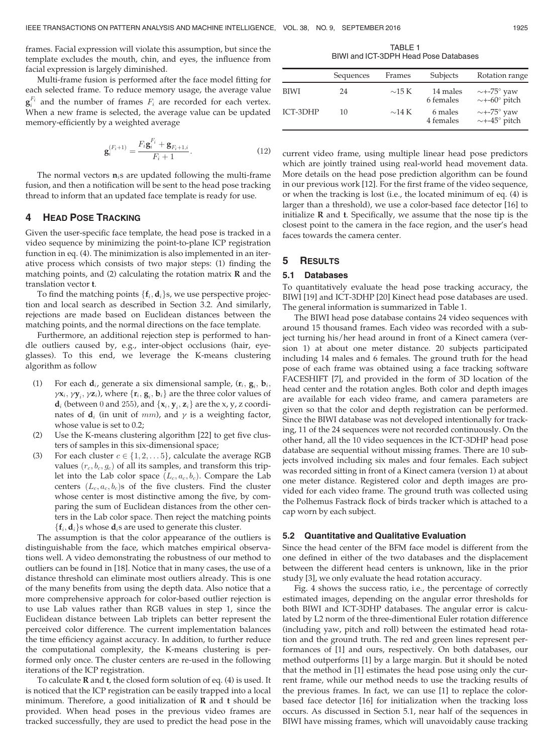frames. Facial expression will violate this assumption, but since the template excludes the mouth, chin, and eyes, the influence from facial expression is largely diminished.

Multi-frame fusion is performed after the face model fitting for each selected frame. To reduce memory usage, the average value $\mathbf{g}_i^{F_i}$ and the number of frames $F_i$ are recorded for each vertex. When a new frame is selected, the average value can be updated memory-efficiently by a weighted average

$$\mathbf{g}_i^{(F_i+1)} = \frac{F_i \mathbf{g}_i^{F_i} + \mathbf{g}_{F_i+1,i}}{F_i + 1}. \tag{12}$$

The normal vectors $\mathbf{n}_i$s are updated following the multi-frame fusion, and then a notification will be sent to the head pose tracking thread to inform that an updated face template is ready for use.

## 4 Head Pose Tracking

Given the user-specific face template, the head pose is tracked in a video sequence by minimizing the point-to-plane ICP registration function in eq. (4). The minimization is also implemented in an iterative process which consists of two major steps: (1) finding the matching points, and (2) calculating the rotation matrix $\mathbf{R}$ and the translation vector $\mathbf{t}$.

To find the matching points $\{\mathbf{f}_i, \mathbf{d}_i\}$s, we use perspective projection and local search as described in Section 3.2. And similarly, rejections are made based on Euclidean distances between the matching points, and the normal directions on the face template.

Furthermore, an additional rejection step is performed to handle outliers caused by, e.g., inter-object occlusions (hair, eyeglasses). To this end, we leverage the K-means clustering algorithm as follow

(1) For each $\mathbf{d}_i$, generate a six dimensional sample, $(\mathbf{r}_i, \mathbf{g}_i, \mathbf{b}_i, \gamma\mathbf{x}_i, \gamma\mathbf{y}_i, \gamma\mathbf{z}_i)$, where $\{\mathbf{r}_i, \mathbf{g}_i, \mathbf{b}_i\}$ are the three color values of $\mathbf{d}_i$ (between 0 and 255), and $\{\mathbf{x}_i, \mathbf{y}_i, \mathbf{z}_i\}$ are the x, y, z coordinates of $\mathbf{d}_i$ (in unit of $mm$), and $\gamma$ is a weighting factor, whose value is set to 0.2;

(2) Use the K-means clustering algorithm [22] to get five clusters of samples in this six-dimensional space;

(3) For each cluster $c \in \{1, 2, \ldots 5\}$, calculate the average RGB values $(r_c, b_c, g_c)$ of all its samples, and transform this triplet into the Lab color space $(L_c, a_c, b_c)$. Compare the Lab centers $(L_c, a_c, b_c)$s of the five clusters. Find the cluster whose center is most distinctive among the five, by comparing the sum of Euclidean distances from the other centers in the Lab color space. Then reject the matching points $\{\mathbf{f}_i, \mathbf{d}_i\}$s whose $\mathbf{d}_i$s are used to generate this cluster.

The assumption is that the color appearance of the outliers is distinguishable from the face, which matches empirical observations well. A video demonstrating the robustness of our method to outliers can be found in [18]. Notice that in many cases, the use of a distance threshold can eliminate most outliers already. This is one of the many benefits from using the depth data. Also notice that a more comprehensive approach for color-based outlier rejection is to use Lab values rather than RGB values in step 1, since the Euclidean distance between Lab triplets can better represent the perceived color difference. The current implementation balances the time efficiency against accuracy. In addition, to further reduce the computational complexity, the K-means clustering is performed only once. The cluster centers are re-used in the following iterations of the ICP registration.

To calculate $\mathbf{R}$ and $\mathbf{t}$, the closed form solution of eq. (4) is used. It is noticed that the ICP registration can be easily trapped into a local minimum. Therefore, a good initialization of $\mathbf{R}$ and $\mathbf{t}$ should be provided. When head poses in the previous video frames are tracked successfully, they are used to predict the head pose in the current video frame, using multiple linear head pose predictors which are jointly trained using real-world head movement data. More details on the head pose prediction algorithm can be found in our previous work [12]. For the first frame of the video sequence, or when the tracking is lost (i.e., the located minimum of eq. (4) is larger than a threshold), we use a color-based face detector [16] to initialize $\mathbf{R}$ and $\mathbf{t}$. Specifically, we assume that the nose tip is the closest point to the camera in the face region, and the user's head faces towards the camera center.

TABLE 1
BIWI and ICT-3DPH Head Pose Databases

| | Sequences | Frames | Subjects | Rotation range |
|---|---|---|---|---|
| BIWI | 24 | ~15 K | 14 males 6 females | ~+-75° yaw ~+-60° pitch |
| ICT-3DHP | 10 | ~14 K | 6 males 4 females | ~+-75° yaw ~+-45° pitch |

## 5 Results

### 5.1 Databases

To quantitatively evaluate the head pose tracking accuracy, the BIWI [19] and ICT-3DHP [20] Kinect head pose databases are used. The general information is summarized in Table 1.

The BIWI head pose database contains 24 video sequences with around 15 thousand frames. Each video was recorded with a subject turning his/her head around in front of a Kinect camera (version 1) at about one meter distance. 20 subjects participated including 14 males and 6 females. The ground truth for the head pose of each frame was obtained using a face tracking software FACESHIFT [7], and provided in the form of 3D location of the head center and the rotation angles. Both color and depth images are available for each video frame, and camera parameters are given so that the color and depth registration can be performed. Since the BIWI database was not developed intentionally for tracking, 11 of the 24 sequences were not recorded continuously. On the other hand, all the 10 video sequences in the ICT-3DHP head pose database are sequential without missing frames. There are 10 subjects involved including six males and four females. Each subject was recorded sitting in front of a Kinect camera (version 1) at about one meter distance. Registered color and depth images are provided for each video frame. The ground truth was collected using the Polhemus Fastrack flock of birds tracker which is attached to a cap worn by each subject.

### 5.2 Quantitative and Qualitative Evaluation

Since the head center of the BFM face model is different from the one defined in either of the two databases and the displacement between the different head centers is unknown, like in the prior study [3], we only evaluate the head rotation accuracy.

Fig. 4 shows the success ratio, i.e., the percentage of correctly estimated images, depending on the angular error thresholds for both BIWI and ICT-3DHP databases. The angular error is calculated by L2 norm of the three-dimentional Euler rotation difference (including yaw, pitch and roll) between the estimated head rotation and the ground truth. The red and green lines represent performances of [1] and ours, respectively. On both databases, our method outperforms [1] by a large margin. But it should be noted that the method in [1] estimates the head pose using only the current frame, while our method needs to use the tracking results of the previous frames. In fact, we can use [1] to replace the color-based face detector [16] for initialization when the tracking loss occurs. As discussed in Section 5.1, near half of the sequences in BIWI have missing frames, which will unavoidably cause tracking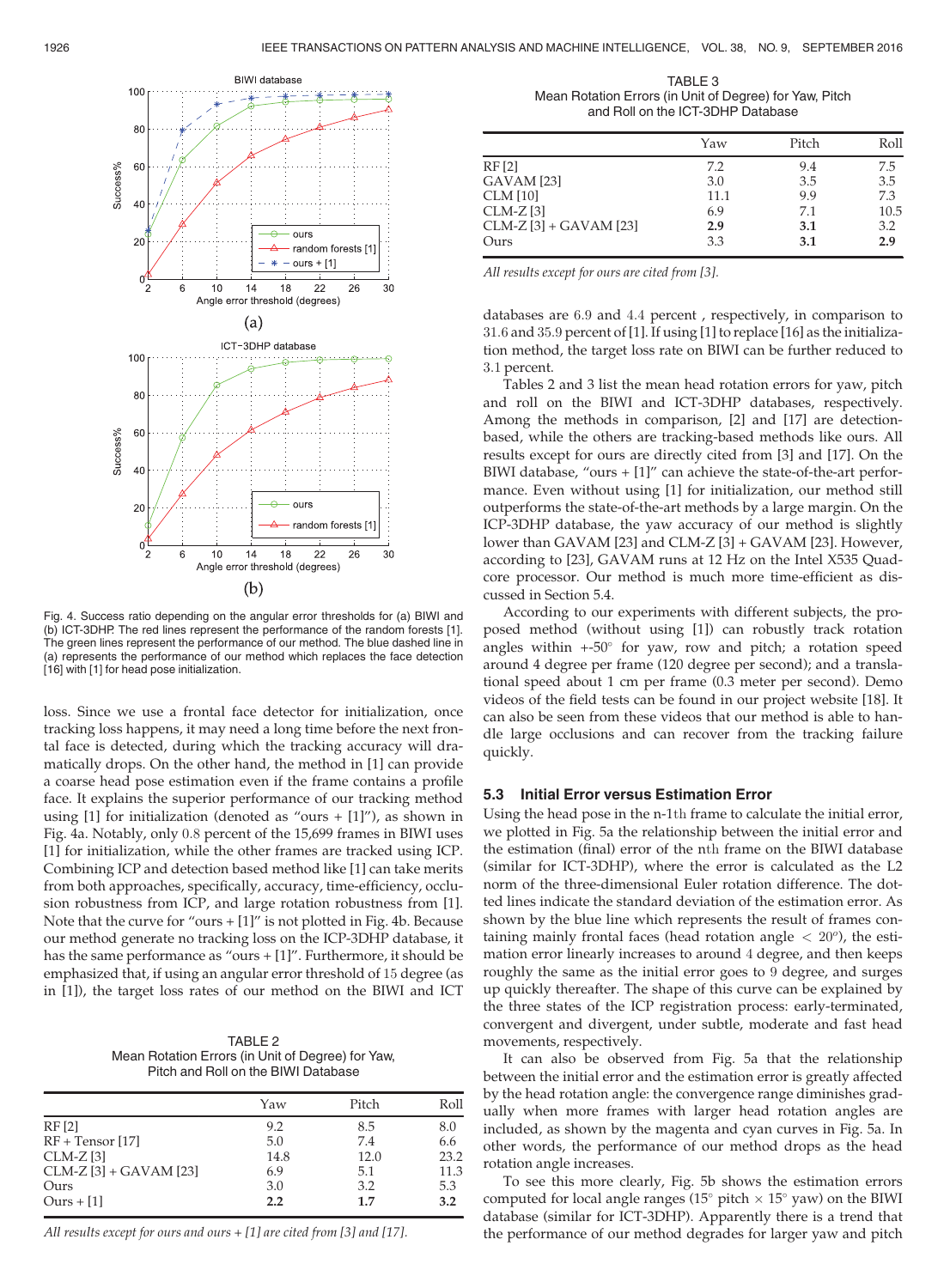Fig. 4. Success ratio depending on the angular error thresholds for (a) BIWI and (b) ICT-3DHP. The red lines represent the performance of the random forests [1]. The green lines represent the performance of our method. The blue dashed line in (a) represents the performance of our method which replaces the face detection [16] with [1] for head pose initialization.

loss. Since we use a frontal face detector for initialization, once tracking loss happens, it may need a long time before the next frontal face is detected, during which the tracking accuracy will dramatically drops. On the other hand, the method in [1] can provide a coarse head pose estimation even if the frame contains a profile face. It explains the superior performance of our tracking method using [1] for initialization (denoted as "ours + [1]"), as shown in Fig. 4a. Notably, only 0.8 percent of the 15,699 frames in BIWI uses [1] for initialization, while the other frames are tracked using ICP. Combining ICP and detection based method like [1] can take merits from both approaches, specifically, accuracy, time-efficiency, occlusion robustness from ICP, and large rotation robustness from [1]. Note that the curve for "ours + [1]" is not plotted in Fig. 4b. Because our method generate no tracking loss on the ICP-3DHP database, it has the same performance as "ours + [1]". Furthermore, it should be emphasized that, if using an angular error threshold of 15 degree (as in [1]), the target loss rates of our method on the BIWI and ICT databases are 6.9 and 4.4 percent , respectively, in comparison to 31.6 and 35.9 percent of [1]. If using [1] to replace [16] as the initialization method, the target loss rate on BIWI can be further reduced to 3.1 percent.

TABLE 2
Mean Rotation Errors (in Unit of Degree) for Yaw, Pitch and Roll on the BIWI Database

| | Yaw | Pitch | Roll |
|---|---|---|---|
| RF [2] | 9.2 | 8.5 | 8.0 |
| RF + Tensor [17] | 5.0 | 7.4 | 6.6 |
| CLM-Z [3] | 14.8 | 12.0 | 23.2 |
| CLM-Z [3] + GAVAM [23] | 6.9 | 5.1 | 11.3 |
| Ours | 3.0 | 3.2 | 5.3 |
| Ours + [1] | **2.2** | **1.7** | **3.2** |

*All results except for ours and ours + [1] are cited from [3] and [17].*

TABLE 3
Mean Rotation Errors (in Unit of Degree) for Yaw, Pitch and Roll on the ICT-3DHP Database

| | Yaw | Pitch | Roll |
|---|---|---|---|
| RF [2] | 7.2 | 9.4 | 7.5 |
| GAVAM [23] | 3.0 | 3.5 | 3.5 |
| CLM [10] | 11.1 | 9.9 | 7.3 |
| CLM-Z [3] | 6.9 | 7.1 | 10.5 |
| CLM-Z [3] + GAVAM [23] | **2.9** | **3.1** | 3.2 |
| Ours | 3.3 | **3.1** | **2.9** |

*All results except for ours are cited from [3].*

Tables 2 and 3 list the mean head rotation errors for yaw, pitch and roll on the BIWI and ICT-3DHP databases, respectively. Among the methods in comparison, [2] and [17] are detection-based, while the others are tracking-based methods like ours. All results except for ours are directly cited from [3] and [17]. On the BIWI database, "ours + [1]" can achieve the state-of-the-art performance. Even without using [1] for initialization, our method still outperforms the state-of-the-art methods by a large margin. On the ICP-3DHP database, the yaw accuracy of our method is slightly lower than GAVAM [23] and CLM-Z [3] + GAVAM [23]. However, according to [23], GAVAM runs at 12 Hz on the Intel X535 Quad-core processor. Our method is much more time-efficient as discussed in Section 5.4.

According to our experiments with different subjects, the proposed method (without using [1]) can robustly track rotation angles within +-50$^\circ$ for yaw, row and pitch; a rotation speed around 4 degree per frame (120 degree per second); and a translational speed about 1 cm per frame (0.3 meter per second). Demo videos of the field tests can be found in our project website [18]. It can also be seen from these videos that our method is able to handle large occlusions and can recover from the tracking failure quickly.

### 5.3 Initial Error versus Estimation Error

Using the head pose in the n-1th frame to calculate the initial error, we plotted in Fig. 5a the relationship between the initial error and the estimation (final) error of the nth frame on the BIWI database (similar for ICT-3DHP), where the error is calculated as the L2 norm of the three-dimensional Euler rotation difference. The dotted lines indicate the standard deviation of the estimation error. As shown by the blue line which represents the result of frames containing mainly frontal faces (head rotation angle $< 20^o$), the estimation error linearly increases to around 4 degree, and then keeps roughly the same as the initial error goes to 9 degree, and surges up quickly thereafter. The shape of this curve can be explained by the three states of the ICP registration process: early-terminated, convergent and divergent, under subtle, moderate and fast head movements, respectively.

It can also be observed from Fig. 5a that the relationship between the initial error and the estimation error is greatly affected by the head rotation angle: the convergence range diminishes gradually when more frames with larger head rotation angles are included, as shown by the magenta and cyan curves in Fig. 5a. In other words, the performance of our method drops as the head rotation angle increases.

To see this more clearly, Fig. 5b shows the estimation errors computed for local angle ranges (15$^\circ$ pitch $\times$ 15$^\circ$ yaw) on the BIWI database (similar for ICT-3DHP). Apparently there is a trend that the performance of our method degrades for larger yaw and pitch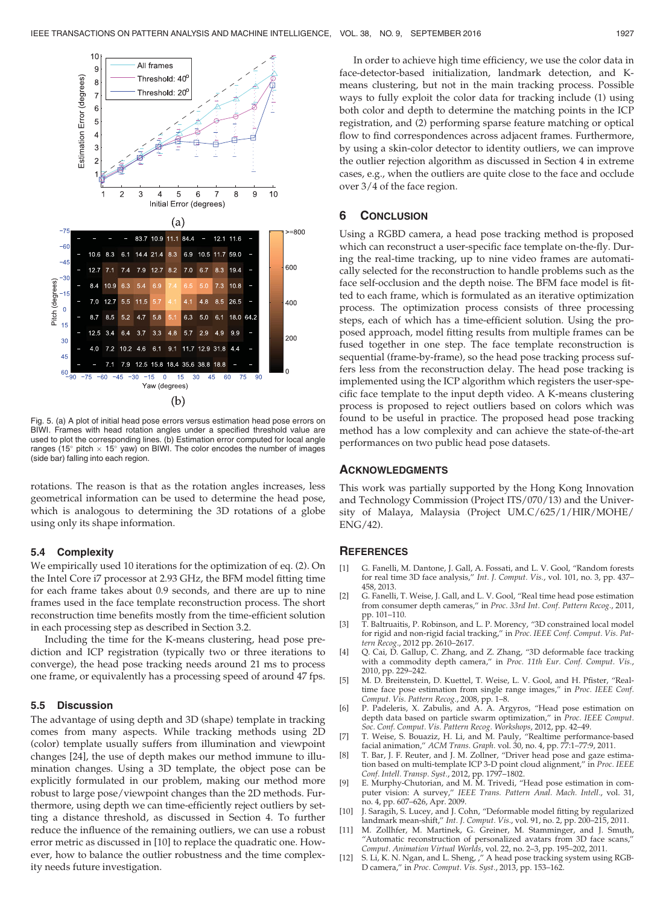Fig. 5. (a) A plot of initial head pose errors versus estimation head pose errors on BIWI. Frames with head rotation angles under a specified threshold value are used to plot the corresponding lines. (b) Estimation error computed for local angle ranges (15° pitch × 15° yaw) on BIWI. The color encodes the number of images (side bar) falling into each region.

rotations. The reason is that as the rotation angles increases, less geometrical information can be used to determine the head pose, which is analogous to determining the 3D rotations of a globe using only its shape information.

### 5.4 Complexity

We empirically used 10 iterations for the optimization of eq. (2). On the Intel Core i7 processor at 2.93 GHz, the BFM model fitting time for each frame takes about 0.9 seconds, and there are up to nine frames used in the face template reconstruction process. The short reconstruction time benefits mostly from the time-efficient solution in each processing step as described in Section 3.2.

Including the time for the K-means clustering, head pose prediction and ICP registration (typically two or three iterations to converge), the head pose tracking needs around 21 ms to process one frame, or equivalently has a processing speed of around 47 fps.

### 5.5 Discussion

The advantage of using depth and 3D (shape) template in tracking comes from many aspects. While tracking methods using 2D (color) template usually suffers from illumination and viewpoint changes [24], the use of depth makes our method immune to illumination changes. Using a 3D template, the object pose can be explicitly formulated in our problem, making our method more robust to large pose/viewpoint changes than the 2D methods. Furthermore, using depth we can time-efficiently reject outliers by setting a distance threshold, as discussed in Section 4. To further reduce the influence of the remaining outliers, we can use a robust error metric as discussed in [10] to replace the quadratic one. However, how to balance the outlier robustness and the time complexity needs future investigation.

In order to achieve high time efficiency, we use the color data in face-detector-based initialization, landmark detection, and K-means clustering, but not in the main tracking process. Possible ways to fully exploit the color data for tracking include (1) using both color and depth to determine the matching points in the ICP registration, and (2) performing sparse feature matching or optical flow to find correspondences across adjacent frames. Furthermore, by using a skin-color detector to identity outliers, we can improve the outlier rejection algorithm as discussed in Section 4 in extreme cases, e.g., when the outliers are quite close to the face and occlude over 3/4 of the face region.

## 6 Conclusion

Using a RGBD camera, a head pose tracking method is proposed which can reconstruct a user-specific face template on-the-fly. During the real-time tracking, up to nine video frames are automatically selected for the reconstruction to handle problems such as the face self-occlusion and the depth noise. The BFM face model is fitted to each frame, which is formulated as an iterative optimization process. The optimization process consists of three processing steps, each of which has a time-efficient solution. Using the proposed approach, model fitting results from multiple frames can be fused together in one step. The face template reconstruction is sequential (frame-by-frame), so the head pose tracking process suffers less from the reconstruction delay. The head pose tracking is implemented using the ICP algorithm which registers the user-specific face template to the input depth video. A K-means clustering process is proposed to reject outliers based on colors which was found to be useful in practice. The proposed head pose tracking method has a low complexity and can achieve the state-of-the-art performances on two public head pose datasets.

## Acknowledgments

This work was partially supported by the Hong Kong Innovation and Technology Commission (Project ITS/070/13) and the University of Malaya, Malaysia (Project UM.C/625/1/HIR/MOHE/ENG/42).

## References

[1] G. Fanelli, M. Dantone, J. Gall, A. Fossati, and L. V. Gool, "Random forests for real time 3D face analysis," *Int. J. Comput. Vis.*, vol. 101, no. 3, pp. 437–458, 2013.

[2] G. Fanelli, T. Weise, J. Gall, and L. V. Gool, "Real time head pose estimation from consumer depth cameras," in *Proc. 33rd Int. Conf. Pattern Recog.*, 2011, pp. 101–110.

[3] T. Baltrusaitis, P. Robinson, and L. P. Morency, "3D constrained local model for rigid and non-rigid facial tracking," in *Proc. IEEE Conf. Comput. Vis. Pattern Recog.*, 2012 pp. 2610–2617.

[4] Q. Cai, D. Gallup, C. Zhang, and Z. Zhang, "3D deformable face tracking with a commodity depth camera," in *Proc. 11th Eur. Conf. Comput. Vis.*, 2010, pp. 229–242.

[5] M. D. Breitenstein, D. Kuettel, T. Weise, L. V. Gool, and H. Pfister, "Real-time face pose estimation from single range images," in *Proc. IEEE Conf. Comput. Vis. Pattern Recog.*, 2008, pp. 1–8.

[6] P. Padeleris, X. Zabulis, and A. A. Argyros, "Head pose estimation on depth data based on particle swarm optimization," in *Proc. IEEE Comput. Soc. Conf. Comput. Vis. Pattern Recog. Workshops*, 2012, pp. 42–49.

[7] T. Weise, S. Bouaziz, H. Li, and M. Pauly, "Realtime performance-based facial animation," *ACM Trans. Graph.* vol. 30, no. 4, pp. 77:1–77:9, 2011.

[8] T. Bar, J. F. Reuter, and J. M. Zollner, "Driver head pose and gaze estimation based on multi-template ICP 3-D point cloud alignment," in *Proc. IEEE Conf. Intell. Transp. Syst.*, 2012, pp. 1797–1802.

[9] E. Murphy-Chutorian, and M. M. Trivedi, "Head pose estimation in computer vision: A survey," *IEEE Trans. Pattern Anal. Mach. Intell.*, vol. 31, no. 4, pp. 607–626, Apr. 2009.

[10] J. Saragih, S. Lucey, and J. Cohn, "Deformable model fitting by regularized landmark mean-shift," *Int. J. Comput. Vis.*, vol. 91, no. 2, pp. 200–215, 2011.

[11] M. Zollhfer, M. Martinek, G. Greiner, M. Stamminger, and J. Smuth, "Automatic reconstruction of personalized avatars from 3D face scans," *Comput. Animation Virtual Worlds*, vol. 22, no. 2–3, pp. 195–202, 2011.

[12] S. Li, K. N. Ngan, and L. Sheng, ," A head pose tracking system using RGB-D camera," in *Proc. Comput. Vis. Syst.*, 2013, pp. 153–162.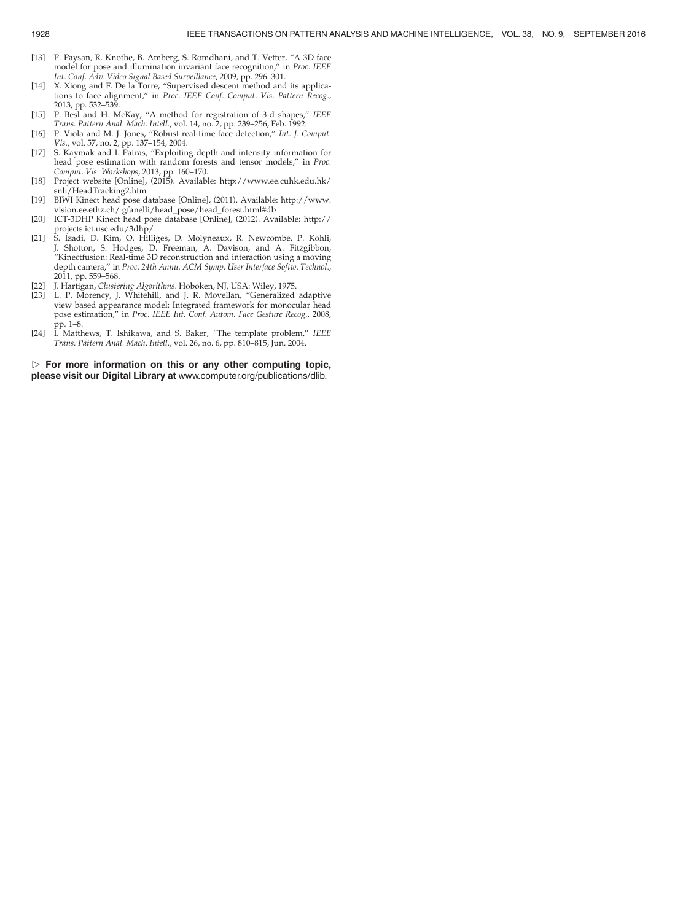[13] P. Paysan, R. Knothe, B. Amberg, S. Romdhani, and T. Vetter, "A 3D face model for pose and illumination invariant face recognition," in *Proc. IEEE Int. Conf. Adv. Video Signal Based Surveillance*, 2009, pp. 296–301.

[14] X. Xiong and F. De la Torre, "Supervised descent method and its applications to face alignment," in *Proc. IEEE Conf. Comput. Vis. Pattern Recog.*, 2013, pp. 532–539.

[15] P. Besl and H. McKay, "A method for registration of 3-d shapes," *IEEE Trans. Pattern Anal. Mach. Intell.*, vol. 14, no. 2, pp. 239–256, Feb. 1992.

[16] P. Viola and M. J. Jones, "Robust real-time face detection," *Int. J. Comput. Vis.*, vol. 57, no. 2, pp. 137–154, 2004.

[17] S. Kaymak and I. Patras, "Exploiting depth and intensity information for head pose estimation with random forests and tensor models," in *Proc. Comput. Vis. Workshops*, 2013, pp. 160–170.

[18] Project website [Online], (2015). Available: http://www.ee.cuhk.edu.hk/snli/HeadTracking2.htm

[19] BIWI Kinect head pose database [Online], (2011). Available: http://www.vision.ee.ethz.ch/ gfanelli/head_pose/head_forest.html#db

[20] ICT-3DHP Kinect head pose database [Online], (2012). Available: http://projects.ict.usc.edu/3dhp/

[21] S. Izadi, D. Kim, O. Hilliges, D. Molyneaux, R. Newcombe, P. Kohli, J. Shotton, S. Hodges, D. Freeman, A. Davison, and A. Fitzgibbon, "Kinectfusion: Real-time 3D reconstruction and interaction using a moving depth camera," in *Proc. 24th Annu. ACM Symp. User Interface Softw. Technol.*, 2011, pp. 559–568.

[22] J. Hartigan, *Clustering Algorithms*. Hoboken, NJ, USA: Wiley, 1975.

[23] L. P. Morency, J. Whitehill, and J. R. Movellan, "Generalized adaptive view based appearance model: Integrated framework for monocular head pose estimation," in *Proc. IEEE Int. Conf. Autom. Face Gesture Recog.*, 2008, pp. 1–8.

[24] I. Matthews, T. Ishikawa, and S. Baker, "The template problem," *IEEE Trans. Pattern Anal. Mach. Intell.*, vol. 26, no. 6, pp. 810–815, Jun. 2004.

▷ **For more information on this or any other computing topic, please visit our Digital Library at** www.computer.org/publications/dlib.